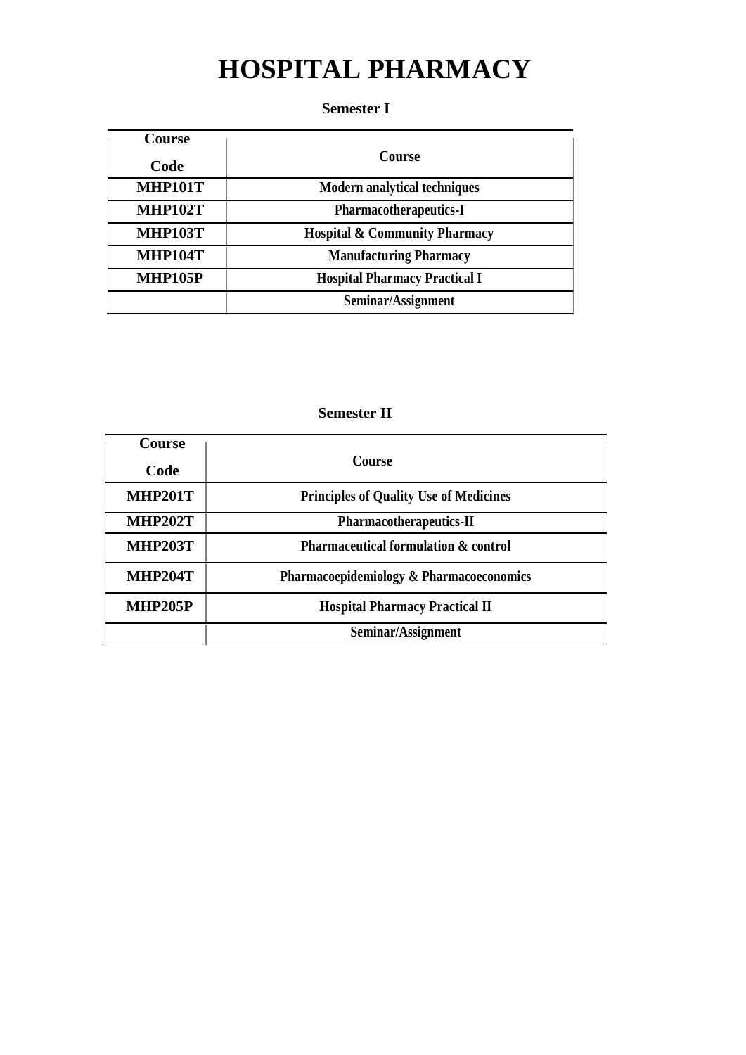# HOSPITAL PHARMACY

## Semester I

| Course Code | Course |
|---|---|
| MHP101T | Modern analytical techniques |
| MHP102T | Pharmacotherapeutics-I |
| MHP103T | Hospital & Community Pharmacy |
| MHP104T | Manufacturing Pharmacy |
| MHP105P | Hospital Pharmacy Practical I |
| | Seminar/Assignment |

## Semester II

| Course Code | Course |
|---|---|
| MHP201T | Principles of Quality Use of Medicines |
| MHP202T | Pharmacotherapeutics-II |
| MHP203T | Pharmaceutical formulation & control |
| MHP204T | Pharmacoepidemiology & Pharmacoeconomics |
| MHP205P | Hospital Pharmacy Practical II |
| | Seminar/Assignment |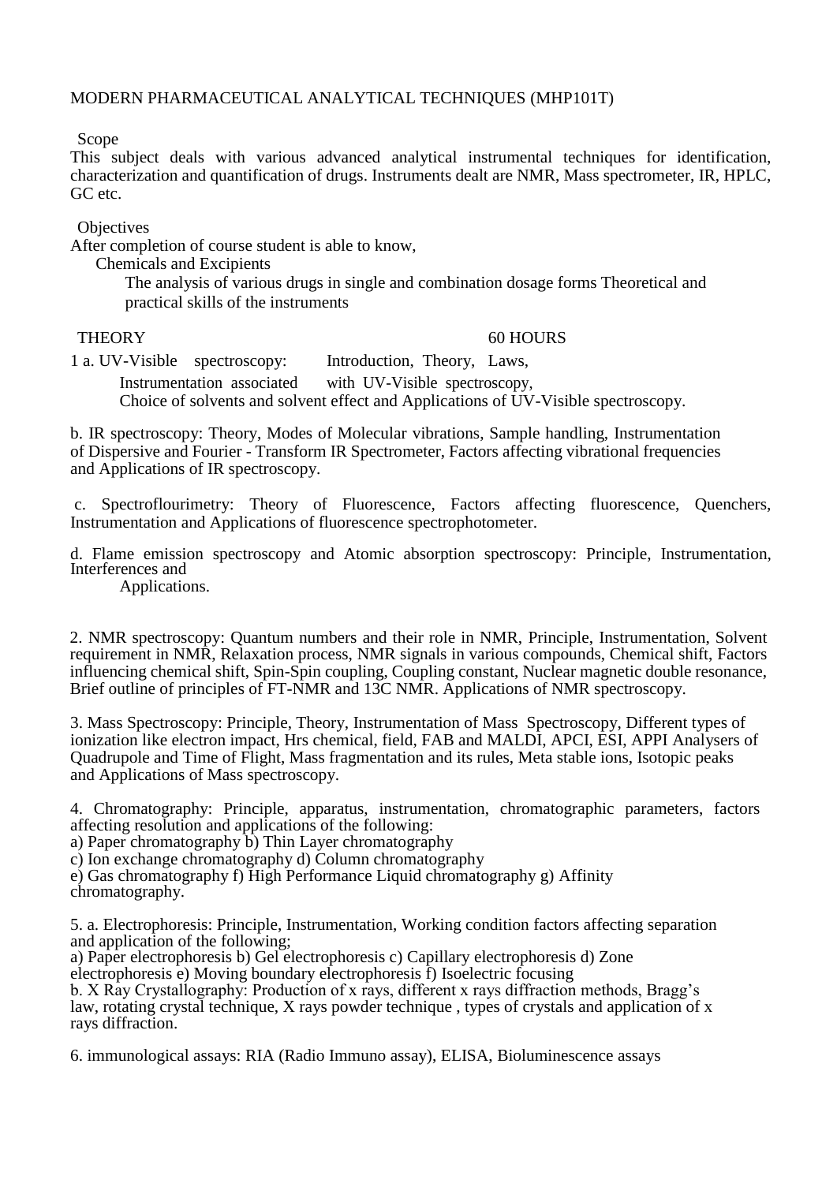MODERN PHARMACEUTICAL ANALYTICAL TECHNIQUES (MHP101T)

Scope

This subject deals with various advanced analytical instrumental techniques for identification, characterization and quantification of drugs. Instruments dealt are NMR, Mass spectrometer, IR, HPLC, GC etc.

Objectives

After completion of course student is able to know,

Chemicals and Excipients

The analysis of various drugs in single and combination dosage forms Theoretical and practical skills of the instruments

THEORY 60 HOURS

1 a. UV-Visible spectroscopy: Introduction, Theory, Laws, Instrumentation associated with UV-Visible spectroscopy, Choice of solvents and solvent effect and Applications of UV-Visible spectroscopy.

b. IR spectroscopy: Theory, Modes of Molecular vibrations, Sample handling, Instrumentation of Dispersive and Fourier - Transform IR Spectrometer, Factors affecting vibrational frequencies and Applications of IR spectroscopy.

c. Spectroflourimetry: Theory of Fluorescence, Factors affecting fluorescence, Quenchers, Instrumentation and Applications of fluorescence spectrophotometer.

d. Flame emission spectroscopy and Atomic absorption spectroscopy: Principle, Instrumentation, Interferences and Applications.

2. NMR spectroscopy: Quantum numbers and their role in NMR, Principle, Instrumentation, Solvent requirement in NMR, Relaxation process, NMR signals in various compounds, Chemical shift, Factors influencing chemical shift, Spin-Spin coupling, Coupling constant, Nuclear magnetic double resonance, Brief outline of principles of FT-NMR and 13C NMR. Applications of NMR spectroscopy.

3. Mass Spectroscopy: Principle, Theory, Instrumentation of Mass Spectroscopy, Different types of ionization like electron impact, Hrs chemical, field, FAB and MALDI, APCI, ESI, APPI Analysers of Quadrupole and Time of Flight, Mass fragmentation and its rules, Meta stable ions, Isotopic peaks and Applications of Mass spectroscopy.

4. Chromatography: Principle, apparatus, instrumentation, chromatographic parameters, factors affecting resolution and applications of the following:

a) Paper chromatography b) Thin Layer chromatography
c) Ion exchange chromatography d) Column chromatography
e) Gas chromatography f) High Performance Liquid chromatography g) Affinity chromatography.

5. a. Electrophoresis: Principle, Instrumentation, Working condition factors affecting separation and application of the following;

a) Paper electrophoresis b) Gel electrophoresis c) Capillary electrophoresis d) Zone electrophoresis e) Moving boundary electrophoresis f) Isoelectric focusing

b. X Ray Crystallography: Production of x rays, different x rays diffraction methods, Bragg's law, rotating crystal technique, X rays powder technique , types of crystals and application of x rays diffraction.

6. immunological assays: RIA (Radio Immuno assay), ELISA, Bioluminescence assays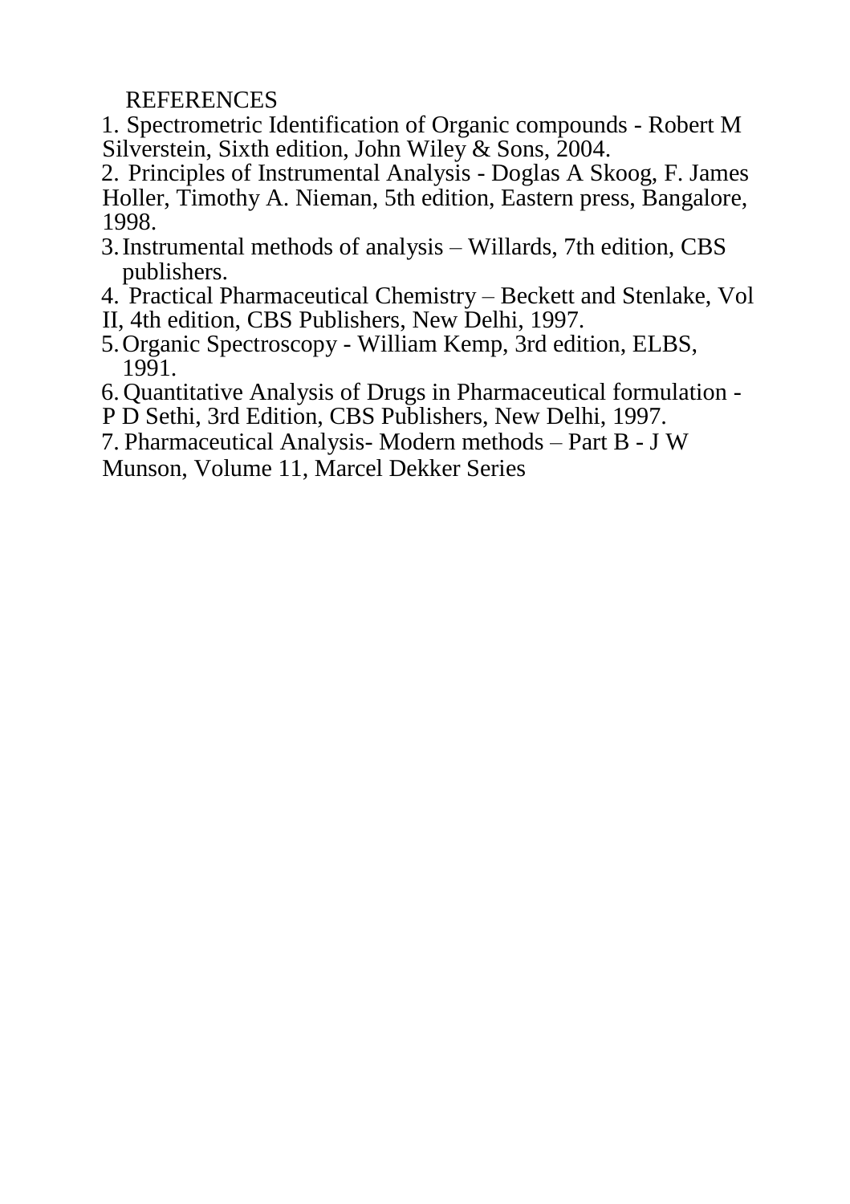REFERENCES

1. Spectrometric Identification of Organic compounds - Robert M Silverstein, Sixth edition, John Wiley & Sons, 2004.
2. Principles of Instrumental Analysis - Doglas A Skoog, F. James Holler, Timothy A. Nieman, 5th edition, Eastern press, Bangalore, 1998.
3. Instrumental methods of analysis – Willards, 7th edition, CBS publishers.
4. Practical Pharmaceutical Chemistry – Beckett and Stenlake, Vol II, 4th edition, CBS Publishers, New Delhi, 1997.
5. Organic Spectroscopy - William Kemp, 3rd edition, ELBS, 1991.
6. Quantitative Analysis of Drugs in Pharmaceutical formulation - P D Sethi, 3rd Edition, CBS Publishers, New Delhi, 1997.
7. Pharmaceutical Analysis- Modern methods – Part B - J W Munson, Volume 11, Marcel Dekker Series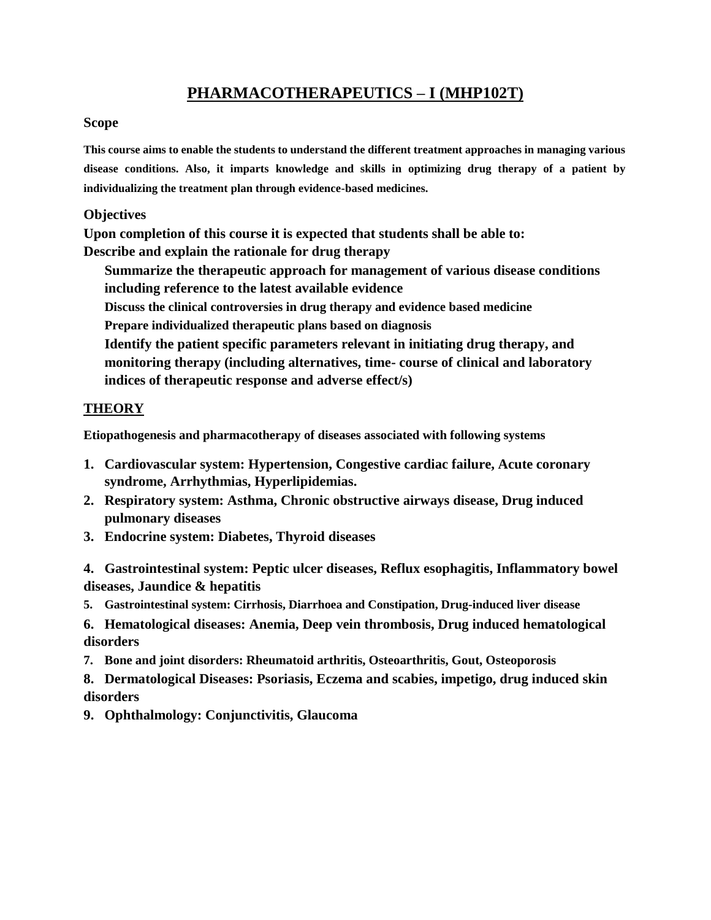# PHARMACOTHERAPEUTICS – I (MHP102T)

**Scope**

**This course aims to enable the students to understand the different treatment approaches in managing various disease conditions. Also, it imparts knowledge and skills in optimizing drug therapy of a patient by individualizing the treatment plan through evidence-based medicines.**

**Objectives**

**Upon completion of this course it is expected that students shall be able to:**

**Describe and explain the rationale for drug therapy**

- **Summarize the therapeutic approach for management of various disease conditions including reference to the latest available evidence**
- **Discuss the clinical controversies in drug therapy and evidence based medicine**
- **Prepare individualized therapeutic plans based on diagnosis**
- **Identify the patient specific parameters relevant in initiating drug therapy, and monitoring therapy (including alternatives, time- course of clinical and laboratory indices of therapeutic response and adverse effect/s)**

## THEORY

**Etiopathogenesis and pharmacotherapy of diseases associated with following systems**

1. **Cardiovascular system: Hypertension, Congestive cardiac failure, Acute coronary syndrome, Arrhythmias, Hyperlipidemias.**
2. **Respiratory system: Asthma, Chronic obstructive airways disease, Drug induced pulmonary diseases**
3. **Endocrine system: Diabetes, Thyroid diseases**
4. **Gastrointestinal system: Peptic ulcer diseases, Reflux esophagitis, Inflammatory bowel diseases, Jaundice & hepatitis**
5. **Gastrointestinal system: Cirrhosis, Diarrhoea and Constipation, Drug-induced liver disease**
6. **Hematological diseases: Anemia, Deep vein thrombosis, Drug induced hematological disorders**
7. **Bone and joint disorders: Rheumatoid arthritis, Osteoarthritis, Gout, Osteoporosis**
8. **Dermatological Diseases: Psoriasis, Eczema and scabies, impetigo, drug induced skin disorders**
9. **Ophthalmology: Conjunctivitis, Glaucoma**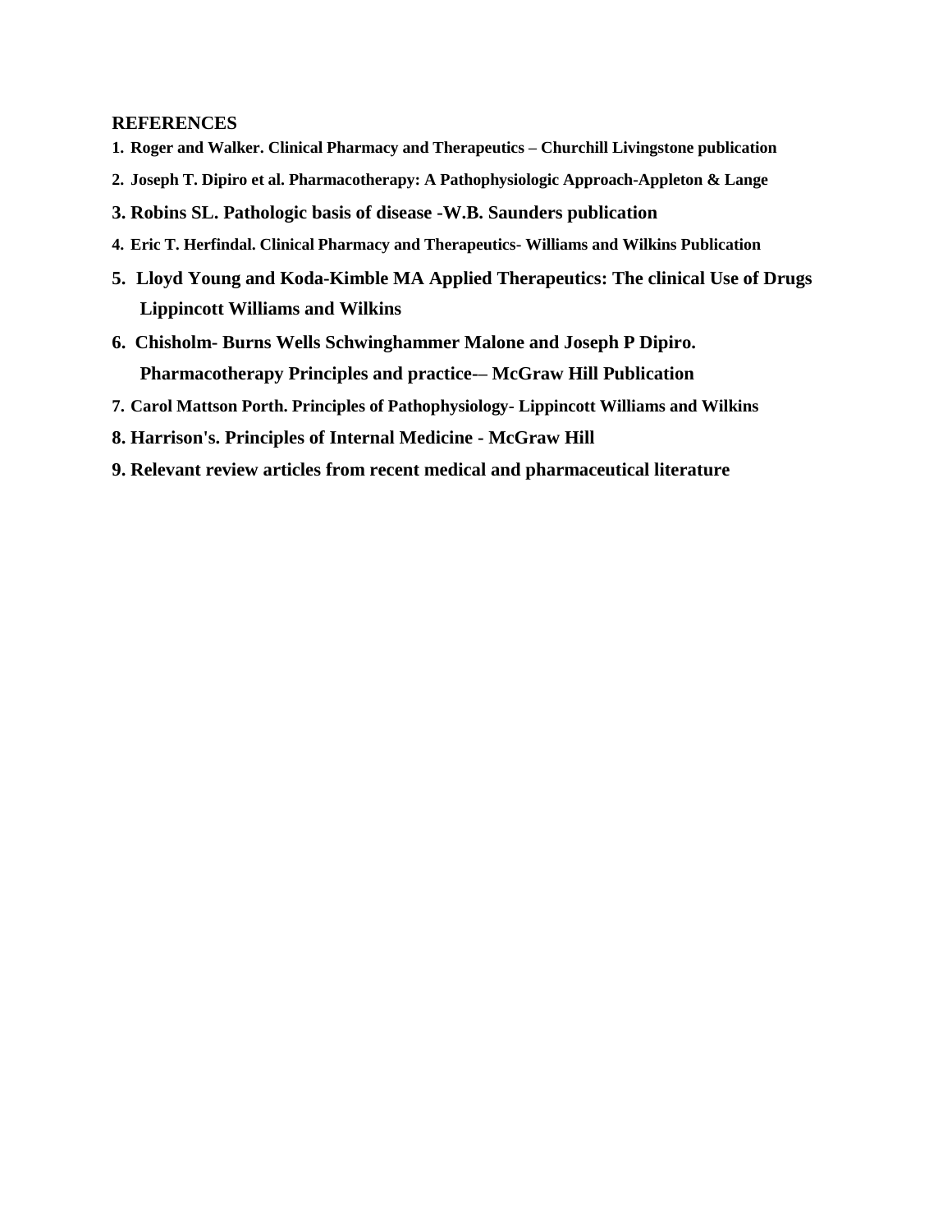**REFERENCES**

1. **Roger and Walker. Clinical Pharmacy and Therapeutics – Churchill Livingstone publication**
2. **Joseph T. Dipiro et al. Pharmacotherapy: A Pathophysiologic Approach-Appleton & Lange**
3. **Robins SL. Pathologic basis of disease -W.B. Saunders publication**
4. **Eric T. Herfindal. Clinical Pharmacy and Therapeutics- Williams and Wilkins Publication**
5. **Lloyd Young and Koda-Kimble MA Applied Therapeutics: The clinical Use of Drugs Lippincott Williams and Wilkins**
6. **Chisholm- Burns Wells Schwinghammer Malone and Joseph P Dipiro. Pharmacotherapy Principles and practice-– McGraw Hill Publication**
7. **Carol Mattson Porth. Principles of Pathophysiology- Lippincott Williams and Wilkins**
8. **Harrison's. Principles of Internal Medicine - McGraw Hill**
9. **Relevant review articles from recent medical and pharmaceutical literature**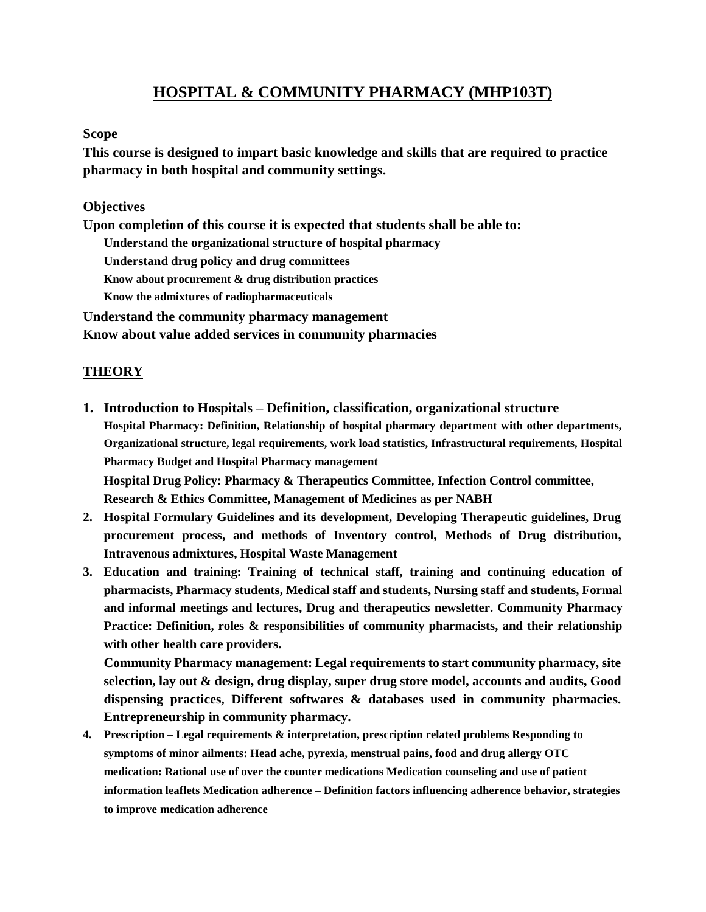# HOSPITAL & COMMUNITY PHARMACY (MHP103T)

**Scope**

**This course is designed to impart basic knowledge and skills that are required to practice pharmacy in both hospital and community settings.**

**Objectives**

**Upon completion of this course it is expected that students shall be able to:**

- **Understand the organizational structure of hospital pharmacy**
- **Understand drug policy and drug committees**
- **Know about procurement & drug distribution practices**
- **Know the admixtures of radiopharmaceuticals**
- **Understand the community pharmacy management**
- **Know about value added services in community pharmacies**

## THEORY

1. **Introduction to Hospitals – Definition, classification, organizational structure**
   **Hospital Pharmacy: Definition, Relationship of hospital pharmacy department with other departments, Organizational structure, legal requirements, work load statistics, Infrastructural requirements, Hospital Pharmacy Budget and Hospital Pharmacy management**
   **Hospital Drug Policy: Pharmacy & Therapeutics Committee, Infection Control committee, Research & Ethics Committee, Management of Medicines as per NABH**
2. **Hospital Formulary Guidelines and its development, Developing Therapeutic guidelines, Drug procurement process, and methods of Inventory control, Methods of Drug distribution, Intravenous admixtures, Hospital Waste Management**
3. **Education and training: Training of technical staff, training and continuing education of pharmacists, Pharmacy students, Medical staff and students, Nursing staff and students, Formal and informal meetings and lectures, Drug and therapeutics newsletter. Community Pharmacy Practice: Definition, roles & responsibilities of community pharmacists, and their relationship with other health care providers.**
   **Community Pharmacy management: Legal requirements to start community pharmacy, site selection, lay out & design, drug display, super drug store model, accounts and audits, Good dispensing practices, Different softwares & databases used in community pharmacies. Entrepreneurship in community pharmacy.**
4. **Prescription – Legal requirements & interpretation, prescription related problems Responding to symptoms of minor ailments: Head ache, pyrexia, menstrual pains, food and drug allergy OTC medication: Rational use of over the counter medications Medication counseling and use of patient information leaflets Medication adherence – Definition factors influencing adherence behavior, strategies to improve medication adherence**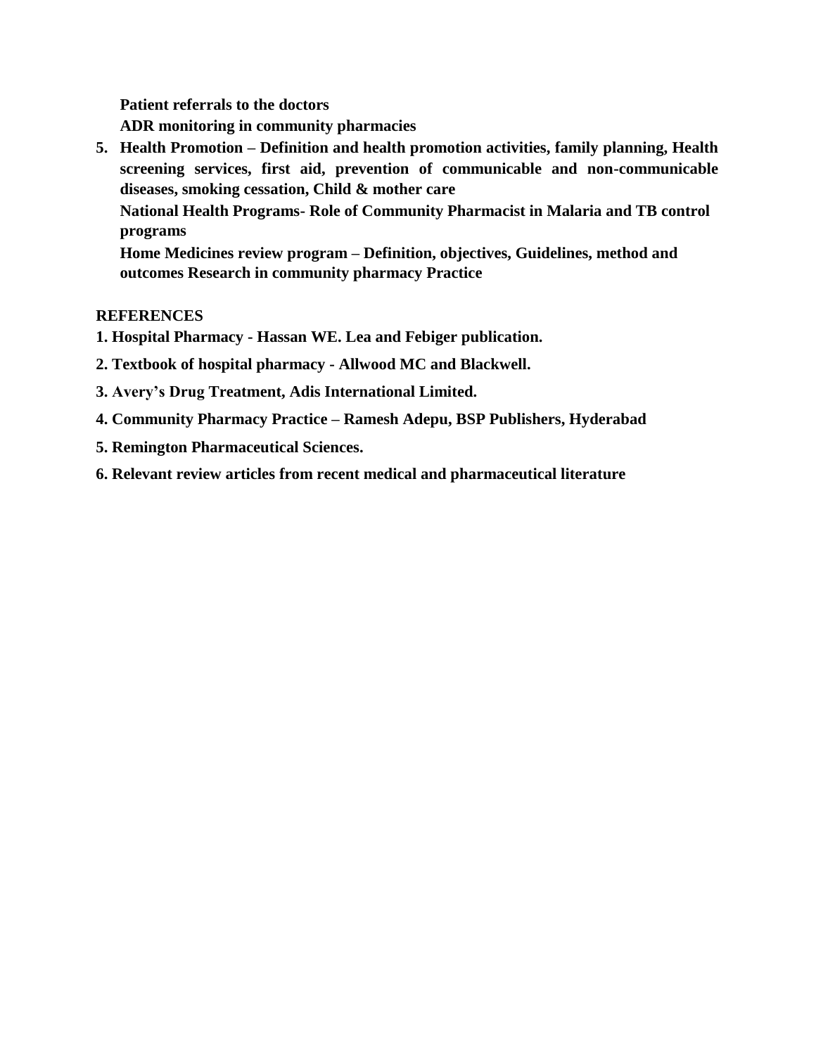**Patient referrals to the doctors**

**ADR monitoring in community pharmacies**

5. **Health Promotion – Definition and health promotion activities, family planning, Health screening services, first aid, prevention of communicable and non-communicable diseases, smoking cessation, Child & mother care**

   **National Health Programs- Role of Community Pharmacist in Malaria and TB control programs**

   **Home Medicines review program – Definition, objectives, Guidelines, method and outcomes Research in community pharmacy Practice**

**REFERENCES**

**1. Hospital Pharmacy - Hassan WE. Lea and Febiger publication.**

**2. Textbook of hospital pharmacy - Allwood MC and Blackwell.**

**3. Avery's Drug Treatment, Adis International Limited.**

**4. Community Pharmacy Practice – Ramesh Adepu, BSP Publishers, Hyderabad**

**5. Remington Pharmaceutical Sciences.**

**6. Relevant review articles from recent medical and pharmaceutical literature**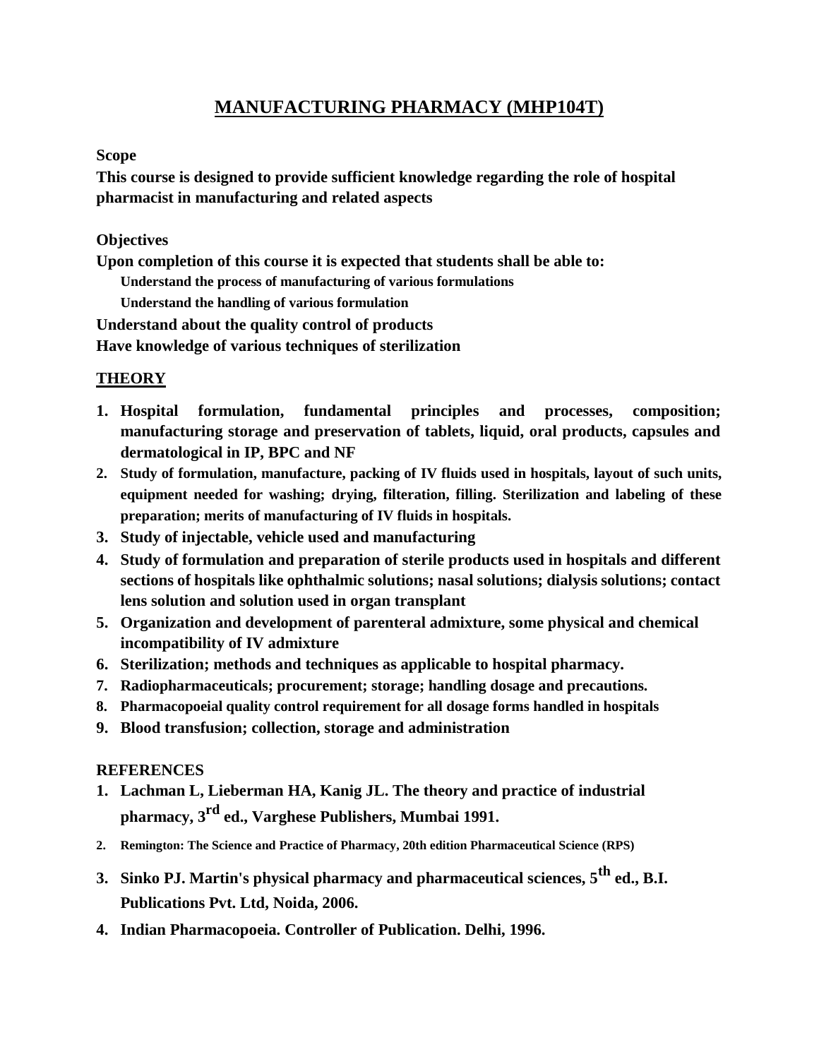# MANUFACTURING PHARMACY (MHP104T)

**Scope**

**This course is designed to provide sufficient knowledge regarding the role of hospital pharmacist in manufacturing and related aspects**

**Objectives**

**Upon completion of this course it is expected that students shall be able to:**

**Understand the process of manufacturing of various formulations**

**Understand the handling of various formulation**

**Understand about the quality control of products**

**Have knowledge of various techniques of sterilization**

## THEORY

1. **Hospital formulation, fundamental principles and processes, composition; manufacturing storage and preservation of tablets, liquid, oral products, capsules and dermatological in IP, BPC and NF**
2. **Study of formulation, manufacture, packing of IV fluids used in hospitals, layout of such units, equipment needed for washing; drying, filteration, filling. Sterilization and labeling of these preparation; merits of manufacturing of IV fluids in hospitals.**
3. **Study of injectable, vehicle used and manufacturing**
4. **Study of formulation and preparation of sterile products used in hospitals and different sections of hospitals like ophthalmic solutions; nasal solutions; dialysis solutions; contact lens solution and solution used in organ transplant**
5. **Organization and development of parenteral admixture, some physical and chemical incompatibility of IV admixture**
6. **Sterilization; methods and techniques as applicable to hospital pharmacy.**
7. **Radiopharmaceuticals; procurement; storage; handling dosage and precautions.**
8. **Pharmacopoeial quality control requirement for all dosage forms handled in hospitals**
9. **Blood transfusion; collection, storage and administration**

**REFERENCES**

1. **Lachman L, Lieberman HA, Kanig JL. The theory and practice of industrial pharmacy, 3rd ed., Varghese Publishers, Mumbai 1991.**
2. **Remington: The Science and Practice of Pharmacy, 20th edition Pharmaceutical Science (RPS)**
3. **Sinko PJ. Martin's physical pharmacy and pharmaceutical sciences, 5th ed., B.I. Publications Pvt. Ltd, Noida, 2006.**
4. **Indian Pharmacopoeia. Controller of Publication. Delhi, 1996.**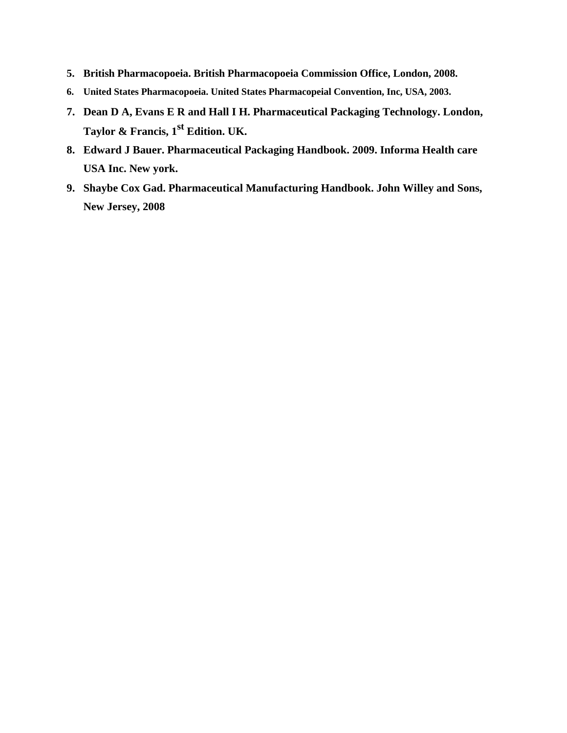5. **British Pharmacopoeia. British Pharmacopoeia Commission Office, London, 2008.**
6. **United States Pharmacopoeia. United States Pharmacopeial Convention, Inc, USA, 2003.**
7. **Dean D A, Evans E R and Hall I H. Pharmaceutical Packaging Technology. London, Taylor & Francis, 1st Edition. UK.**
8. **Edward J Bauer. Pharmaceutical Packaging Handbook. 2009. Informa Health care USA Inc. New york.**
9. **Shaybe Cox Gad. Pharmaceutical Manufacturing Handbook. John Willey and Sons, New Jersey, 2008**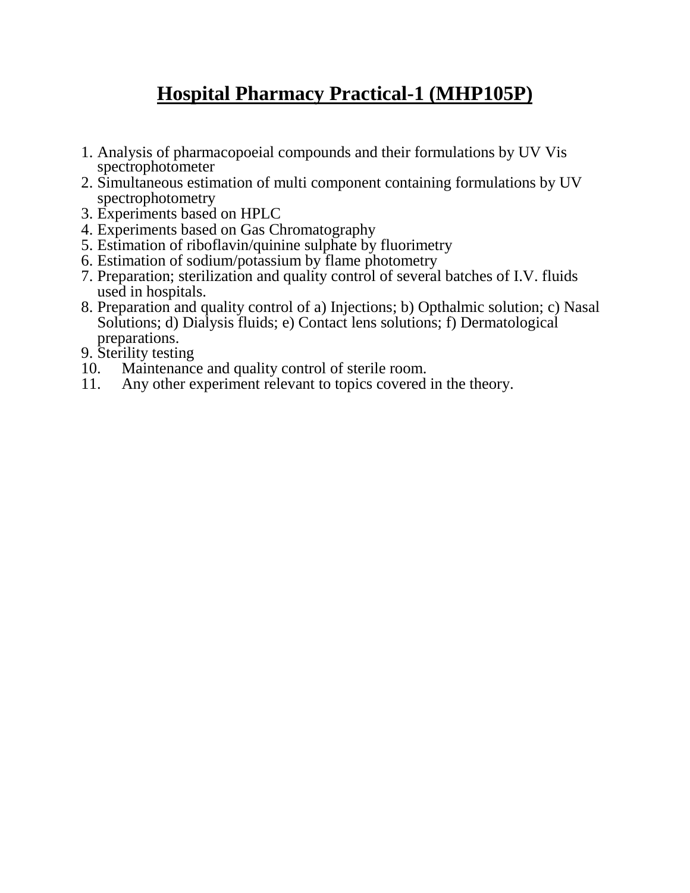# Hospital Pharmacy Practical-1 (MHP105P)

1. Analysis of pharmacopoeial compounds and their formulations by UV Vis spectrophotometer
2. Simultaneous estimation of multi component containing formulations by UV spectrophotometry
3. Experiments based on HPLC
4. Experiments based on Gas Chromatography
5. Estimation of riboflavin/quinine sulphate by fluorimetry
6. Estimation of sodium/potassium by flame photometry
7. Preparation; sterilization and quality control of several batches of I.V. fluids used in hospitals.
8. Preparation and quality control of a) Injections; b) Opthalmic solution; c) Nasal Solutions; d) Dialysis fluids; e) Contact lens solutions; f) Dermatological preparations.
9. Sterility testing
10. Maintenance and quality control of sterile room.
11. Any other experiment relevant to topics covered in the theory.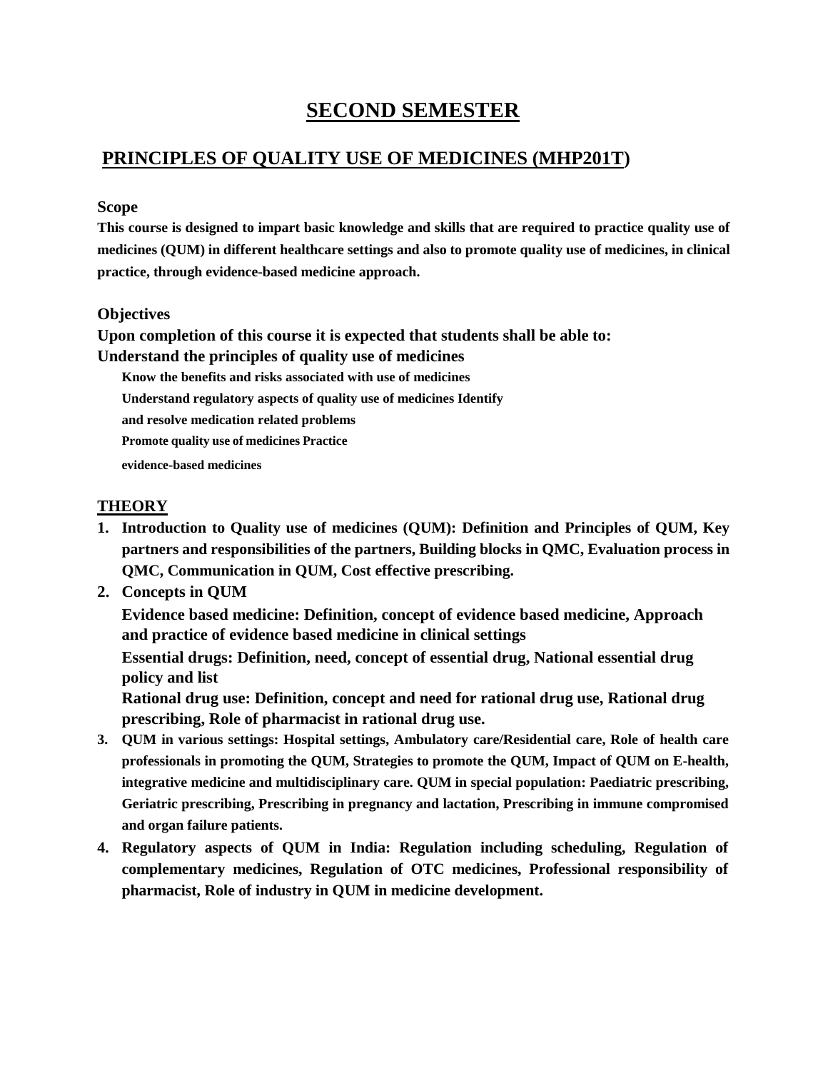# SECOND SEMESTER

## PRINCIPLES OF QUALITY USE OF MEDICINES (MHP201T)

**Scope**

**This course is designed to impart basic knowledge and skills that are required to practice quality use of medicines (QUM) in different healthcare settings and also to promote quality use of medicines, in clinical practice, through evidence-based medicine approach.**

**Objectives**

**Upon completion of this course it is expected that students shall be able to:**

**Understand the principles of quality use of medicines**

**Know the benefits and risks associated with use of medicines**

**Understand regulatory aspects of quality use of medicines Identify**

**and resolve medication related problems**

**Promote quality use of medicines Practice**

**evidence-based medicines**

**THEORY**

1. **Introduction to Quality use of medicines (QUM): Definition and Principles of QUM, Key partners and responsibilities of the partners, Building blocks in QMC, Evaluation process in QMC, Communication in QUM, Cost effective prescribing.**
2. **Concepts in QUM**

   **Evidence based medicine: Definition, concept of evidence based medicine, Approach and practice of evidence based medicine in clinical settings**

   **Essential drugs: Definition, need, concept of essential drug, National essential drug policy and list**

   **Rational drug use: Definition, concept and need for rational drug use, Rational drug prescribing, Role of pharmacist in rational drug use.**
3. **QUM in various settings: Hospital settings, Ambulatory care/Residential care, Role of health care professionals in promoting the QUM, Strategies to promote the QUM, Impact of QUM on E-health, integrative medicine and multidisciplinary care. QUM in special population: Paediatric prescribing, Geriatric prescribing, Prescribing in pregnancy and lactation, Prescribing in immune compromised and organ failure patients.**
4. **Regulatory aspects of QUM in India: Regulation including scheduling, Regulation of complementary medicines, Regulation of OTC medicines, Professional responsibility of pharmacist, Role of industry in QUM in medicine development.**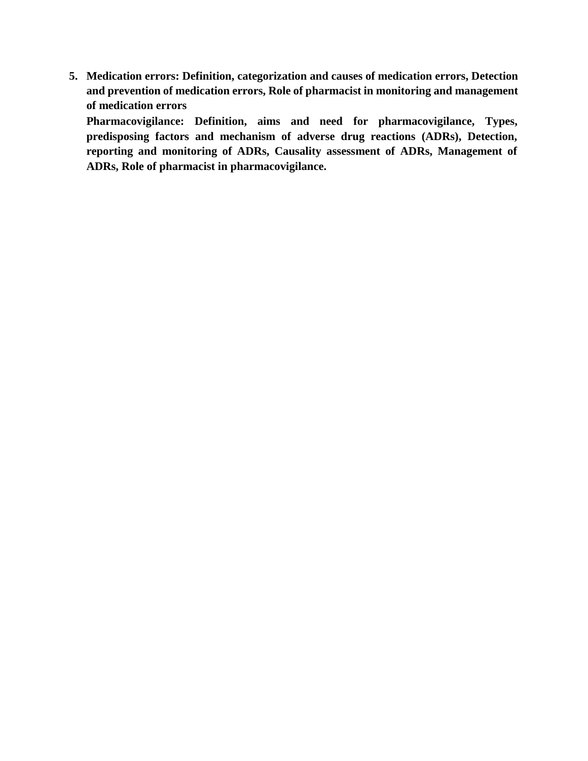5. **Medication errors: Definition, categorization and causes of medication errors, Detection and prevention of medication errors, Role of pharmacist in monitoring and management of medication errors**

   **Pharmacovigilance: Definition, aims and need for pharmacovigilance, Types, predisposing factors and mechanism of adverse drug reactions (ADRs), Detection, reporting and monitoring of ADRs, Causality assessment of ADRs, Management of ADRs, Role of pharmacist in pharmacovigilance.**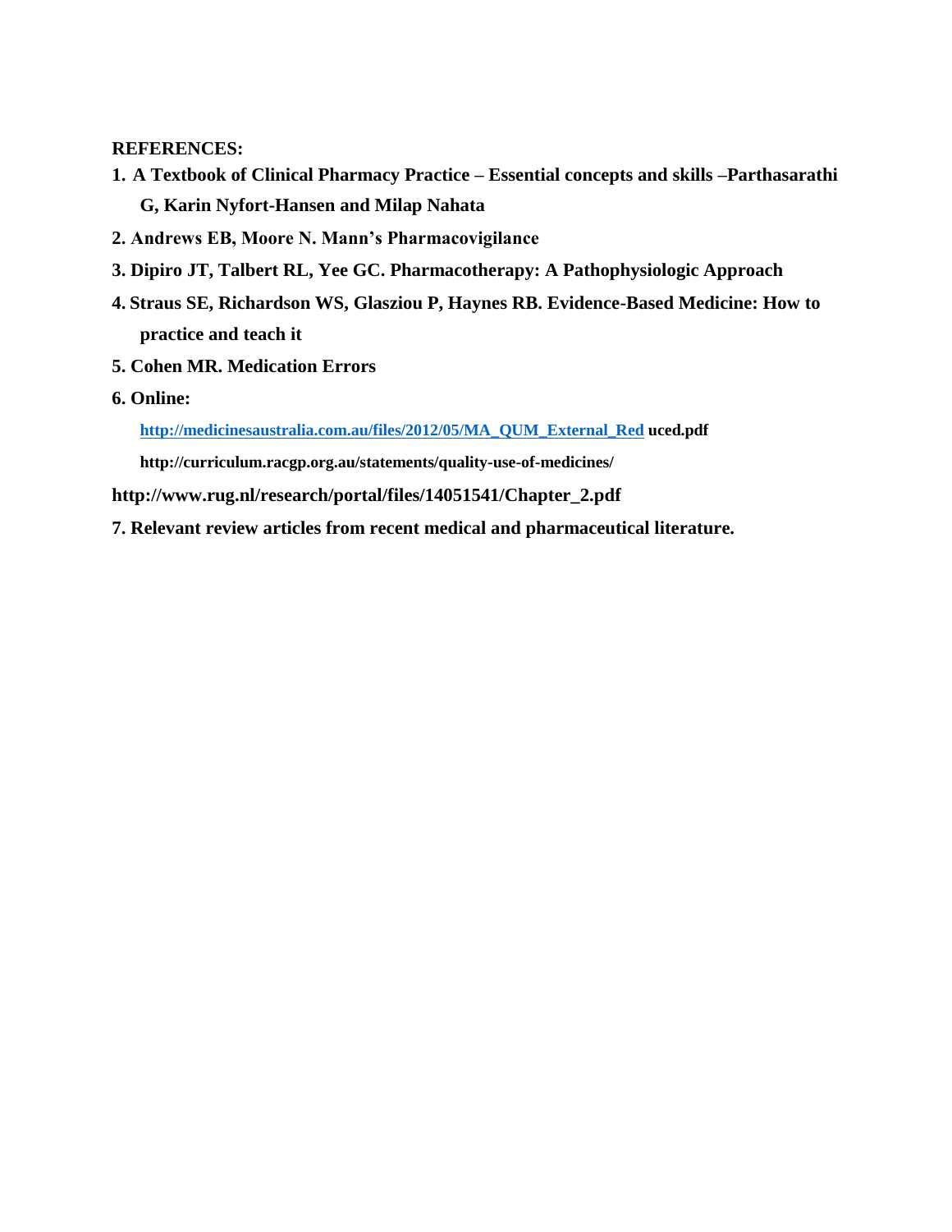**REFERENCES:**

1. **A Textbook of Clinical Pharmacy Practice – Essential concepts and skills –Parthasarathi G, Karin Nyfort-Hansen and Milap Nahata**
2. **Andrews EB, Moore N. Mann's Pharmacovigilance**
3. **Dipiro JT, Talbert RL, Yee GC. Pharmacotherapy: A Pathophysiologic Approach**
4. **Straus SE, Richardson WS, Glasziou P, Haynes RB. Evidence-Based Medicine: How to practice and teach it**
5. **Cohen MR. Medication Errors**
6. **Online:**

   **http://medicinesaustralia.com.au/files/2012/05/MA_QUM_External_Red uced.pdf**

   **http://curriculum.racgp.org.au/statements/quality-use-of-medicines/**

**http://www.rug.nl/research/portal/files/14051541/Chapter_2.pdf**

7. **Relevant review articles from recent medical and pharmaceutical literature.**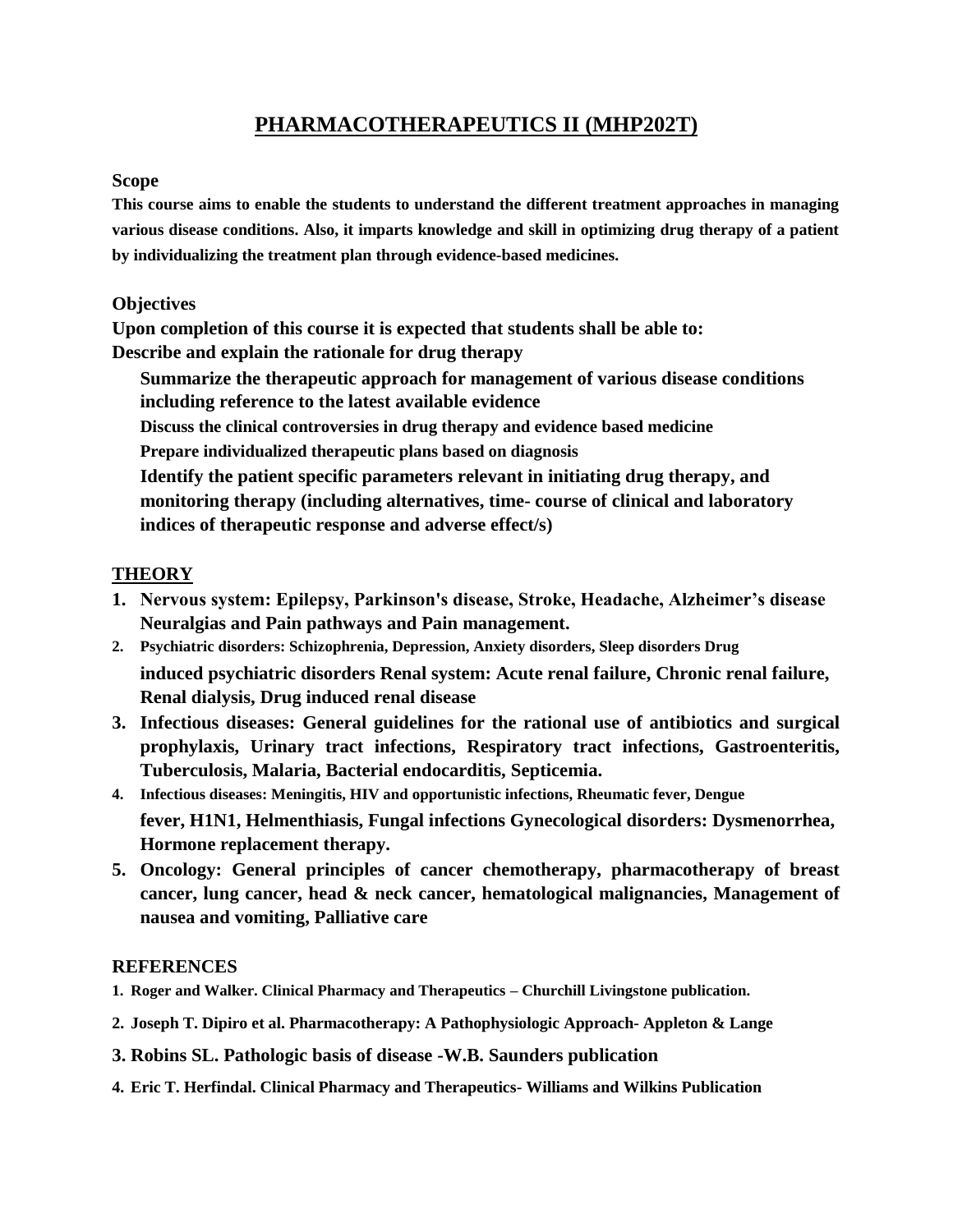# PHARMACOTHERAPEUTICS II (MHP202T)

**Scope**

**This course aims to enable the students to understand the different treatment approaches in managing various disease conditions. Also, it imparts knowledge and skill in optimizing drug therapy of a patient by individualizing the treatment plan through evidence-based medicines.**

**Objectives**

**Upon completion of this course it is expected that students shall be able to:**

**Describe and explain the rationale for drug therapy**

**Summarize the therapeutic approach for management of various disease conditions including reference to the latest available evidence**

**Discuss the clinical controversies in drug therapy and evidence based medicine**

**Prepare individualized therapeutic plans based on diagnosis**

**Identify the patient specific parameters relevant in initiating drug therapy, and monitoring therapy (including alternatives, time- course of clinical and laboratory indices of therapeutic response and adverse effect/s)**

## THEORY

1. **Nervous system: Epilepsy, Parkinson's disease, Stroke, Headache, Alzheimer's disease Neuralgias and Pain pathways and Pain management.**
2. **Psychiatric disorders: Schizophrenia, Depression, Anxiety disorders, Sleep disorders Drug induced psychiatric disorders Renal system: Acute renal failure, Chronic renal failure, Renal dialysis, Drug induced renal disease**
3. **Infectious diseases: General guidelines for the rational use of antibiotics and surgical prophylaxis, Urinary tract infections, Respiratory tract infections, Gastroenteritis, Tuberculosis, Malaria, Bacterial endocarditis, Septicemia.**
4. **Infectious diseases: Meningitis, HIV and opportunistic infections, Rheumatic fever, Dengue fever, H1N1, Helmenthiasis, Fungal infections Gynecological disorders: Dysmenorrhea, Hormone replacement therapy.**
5. **Oncology: General principles of cancer chemotherapy, pharmacotherapy of breast cancer, lung cancer, head & neck cancer, hematological malignancies, Management of nausea and vomiting, Palliative care**

## REFERENCES

1. **Roger and Walker. Clinical Pharmacy and Therapeutics – Churchill Livingstone publication.**
2. **Joseph T. Dipiro et al. Pharmacotherapy: A Pathophysiologic Approach- Appleton & Lange**
3. **Robins SL. Pathologic basis of disease -W.B. Saunders publication**
4. **Eric T. Herfindal. Clinical Pharmacy and Therapeutics- Williams and Wilkins Publication**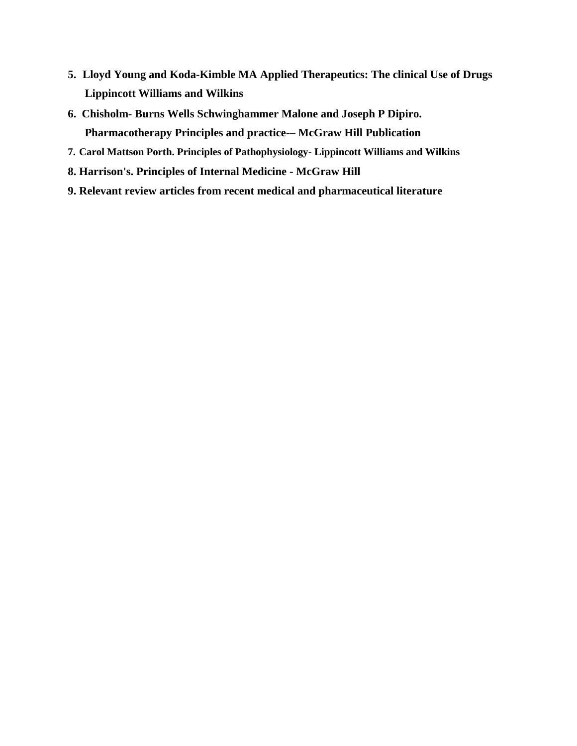5. **Lloyd Young and Koda-Kimble MA Applied Therapeutics: The clinical Use of Drugs Lippincott Williams and Wilkins**
6. **Chisholm- Burns Wells Schwinghammer Malone and Joseph P Dipiro. Pharmacotherapy Principles and practice-– McGraw Hill Publication**
7. **Carol Mattson Porth. Principles of Pathophysiology- Lippincott Williams and Wilkins**
8. **Harrison's. Principles of Internal Medicine - McGraw Hill**
9. **Relevant review articles from recent medical and pharmaceutical literature**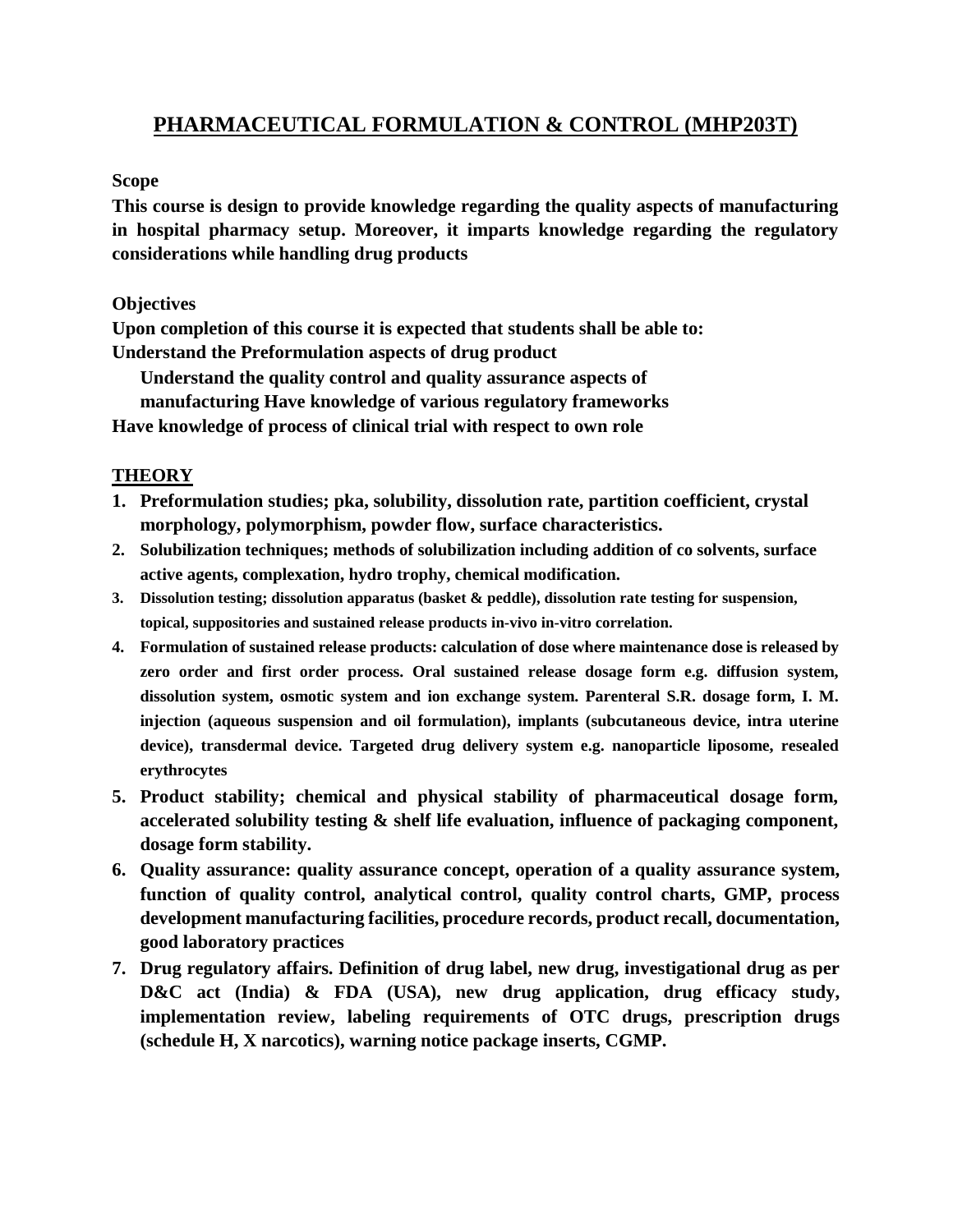# PHARMACEUTICAL FORMULATION & CONTROL (MHP203T)

**Scope**

**This course is design to provide knowledge regarding the quality aspects of manufacturing in hospital pharmacy setup. Moreover, it imparts knowledge regarding the regulatory considerations while handling drug products**

**Objectives**

**Upon completion of this course it is expected that students shall be able to:**
**Understand the Preformulation aspects of drug product**
**Understand the quality control and quality assurance aspects of manufacturing Have knowledge of various regulatory frameworks**
**Have knowledge of process of clinical trial with respect to own role**

## THEORY

1. **Preformulation studies; pka, solubility, dissolution rate, partition coefficient, crystal morphology, polymorphism, powder flow, surface characteristics.**
2. **Solubilization techniques; methods of solubilization including addition of co solvents, surface active agents, complexation, hydro trophy, chemical modification.**
3. **Dissolution testing; dissolution apparatus (basket & peddle), dissolution rate testing for suspension, topical, suppositories and sustained release products in-vivo in-vitro correlation.**
4. **Formulation of sustained release products: calculation of dose where maintenance dose is released by zero order and first order process. Oral sustained release dosage form e.g. diffusion system, dissolution system, osmotic system and ion exchange system. Parenteral S.R. dosage form, I. M. injection (aqueous suspension and oil formulation), implants (subcutaneous device, intra uterine device), transdermal device. Targeted drug delivery system e.g. nanoparticle liposome, resealed erythrocytes**
5. **Product stability; chemical and physical stability of pharmaceutical dosage form, accelerated solubility testing & shelf life evaluation, influence of packaging component, dosage form stability.**
6. **Quality assurance: quality assurance concept, operation of a quality assurance system, function of quality control, analytical control, quality control charts, GMP, process development manufacturing facilities, procedure records, product recall, documentation, good laboratory practices**
7. **Drug regulatory affairs. Definition of drug label, new drug, investigational drug as per D&C act (India) & FDA (USA), new drug application, drug efficacy study, implementation review, labeling requirements of OTC drugs, prescription drugs (schedule H, X narcotics), warning notice package inserts, CGMP.**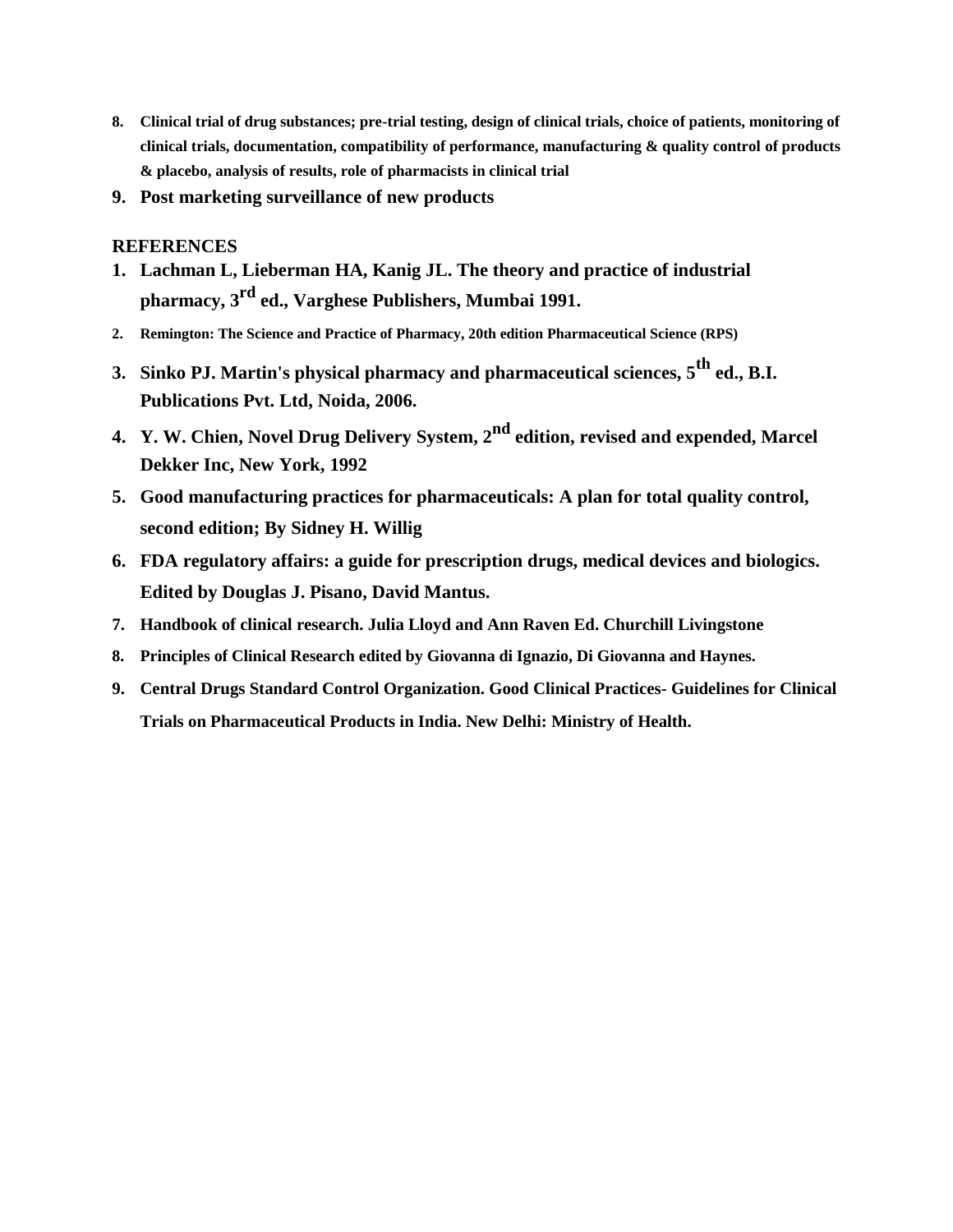8. **Clinical trial of drug substances; pre-trial testing, design of clinical trials, choice of patients, monitoring of clinical trials, documentation, compatibility of performance, manufacturing & quality control of products & placebo, analysis of results, role of pharmacists in clinical trial**
9. **Post marketing surveillance of new products**

**REFERENCES**

1. **Lachman L, Lieberman HA, Kanig JL. The theory and practice of industrial pharmacy, 3rd ed., Varghese Publishers, Mumbai 1991.**
2. **Remington: The Science and Practice of Pharmacy, 20th edition Pharmaceutical Science (RPS)**
3. **Sinko PJ. Martin's physical pharmacy and pharmaceutical sciences, 5th ed., B.I. Publications Pvt. Ltd, Noida, 2006.**
4. **Y. W. Chien, Novel Drug Delivery System, 2nd edition, revised and expended, Marcel Dekker Inc, New York, 1992**
5. **Good manufacturing practices for pharmaceuticals: A plan for total quality control, second edition; By Sidney H. Willig**
6. **FDA regulatory affairs: a guide for prescription drugs, medical devices and biologics. Edited by Douglas J. Pisano, David Mantus.**
7. **Handbook of clinical research. Julia Lloyd and Ann Raven Ed. Churchill Livingstone**
8. **Principles of Clinical Research edited by Giovanna di Ignazio, Di Giovanna and Haynes.**
9. **Central Drugs Standard Control Organization. Good Clinical Practices- Guidelines for Clinical Trials on Pharmaceutical Products in India. New Delhi: Ministry of Health.**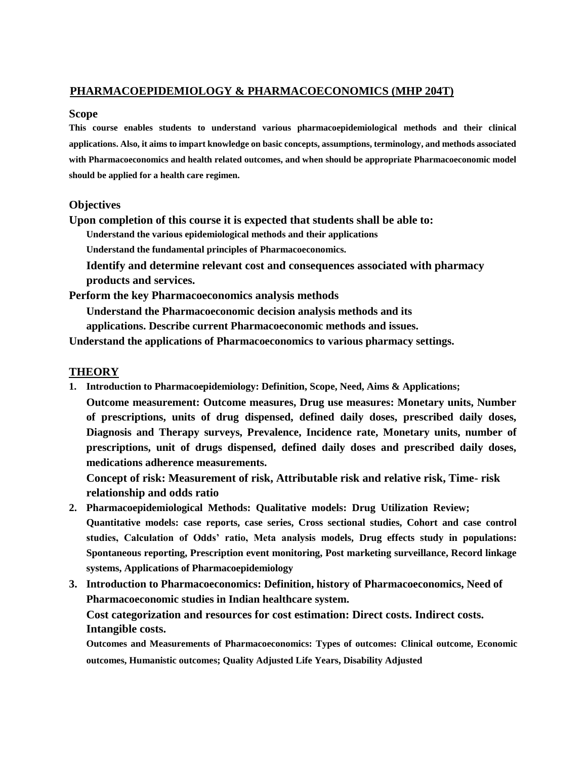**PHARMACOEPIDEMIOLOGY & PHARMACOECONOMICS (MHP 204T)**

**Scope**

**This course enables students to understand various pharmacoepidemiological methods and their clinical applications. Also, it aims to impart knowledge on basic concepts, assumptions, terminology, and methods associated with Pharmacoeconomics and health related outcomes, and when should be appropriate Pharmacoeconomic model should be applied for a health care regimen.**

**Objectives**

**Upon completion of this course it is expected that students shall be able to:**

**Understand the various epidemiological methods and their applications**

**Understand the fundamental principles of Pharmacoeconomics.**

**Identify and determine relevant cost and consequences associated with pharmacy products and services.**

**Perform the key Pharmacoeconomics analysis methods**

**Understand the Pharmacoeconomic decision analysis methods and its applications. Describe current Pharmacoeconomic methods and issues.**

**Understand the applications of Pharmacoeconomics to various pharmacy settings.**

**THEORY**

1. **Introduction to Pharmacoepidemiology: Definition, Scope, Need, Aims & Applications;**

   **Outcome measurement: Outcome measures, Drug use measures: Monetary units, Number of prescriptions, units of drug dispensed, defined daily doses, prescribed daily doses, Diagnosis and Therapy surveys, Prevalence, Incidence rate, Monetary units, number of prescriptions, unit of drugs dispensed, defined daily doses and prescribed daily doses, medications adherence measurements.**

   **Concept of risk: Measurement of risk, Attributable risk and relative risk, Time- risk relationship and odds ratio**

2. **Pharmacoepidemiological Methods: Qualitative models: Drug Utilization Review;**
   **Quantitative models: case reports, case series, Cross sectional studies, Cohort and case control studies, Calculation of Odds' ratio, Meta analysis models, Drug effects study in populations: Spontaneous reporting, Prescription event monitoring, Post marketing surveillance, Record linkage systems, Applications of Pharmacoepidemiology**

3. **Introduction to Pharmacoeconomics: Definition, history of Pharmacoeconomics, Need of Pharmacoeconomic studies in Indian healthcare system.**

   **Cost categorization and resources for cost estimation: Direct costs. Indirect costs. Intangible costs.**

   **Outcomes and Measurements of Pharmacoeconomics: Types of outcomes: Clinical outcome, Economic outcomes, Humanistic outcomes; Quality Adjusted Life Years, Disability Adjusted**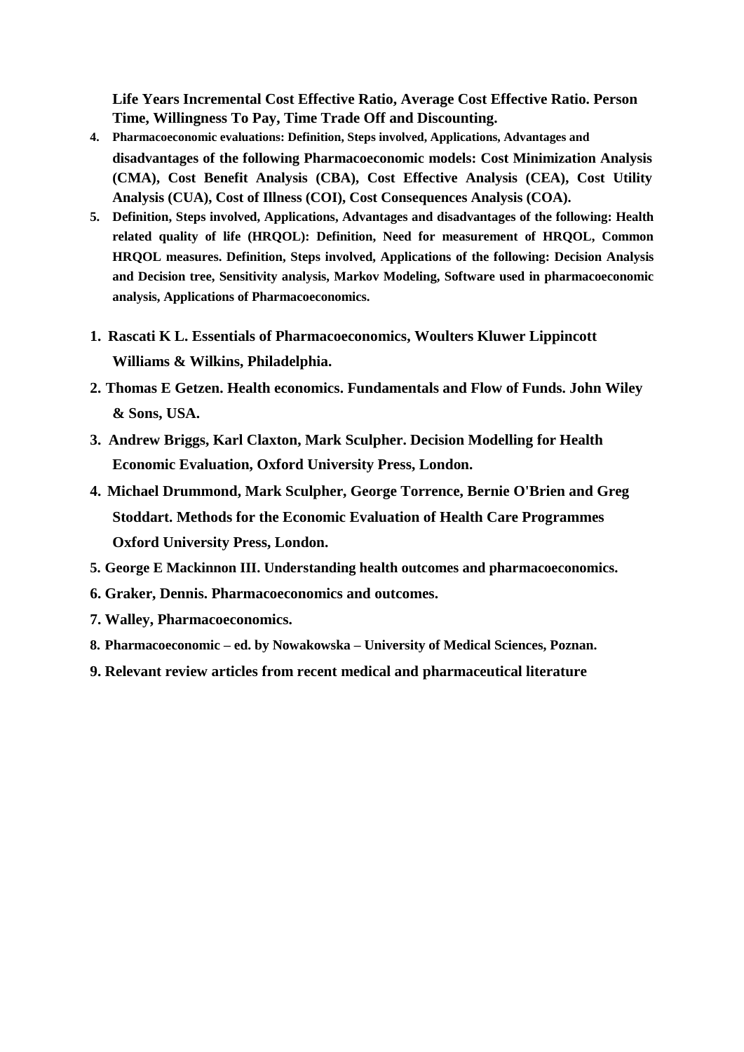**Life Years Incremental Cost Effective Ratio, Average Cost Effective Ratio. Person Time, Willingness To Pay, Time Trade Off and Discounting.**

4. **Pharmacoeconomic evaluations: Definition, Steps involved, Applications, Advantages and disadvantages of the following Pharmacoeconomic models: Cost Minimization Analysis (CMA), Cost Benefit Analysis (CBA), Cost Effective Analysis (CEA), Cost Utility Analysis (CUA), Cost of Illness (COI), Cost Consequences Analysis (COA).**
5. **Definition, Steps involved, Applications, Advantages and disadvantages of the following: Health related quality of life (HRQOL): Definition, Need for measurement of HRQOL, Common HRQOL measures. Definition, Steps involved, Applications of the following: Decision Analysis and Decision tree, Sensitivity analysis, Markov Modeling, Software used in pharmacoeconomic analysis, Applications of Pharmacoeconomics.**

1. **Rascati K L. Essentials of Pharmacoeconomics, Woulters Kluwer Lippincott Williams & Wilkins, Philadelphia.**
2. **Thomas E Getzen. Health economics. Fundamentals and Flow of Funds. John Wiley & Sons, USA.**
3. **Andrew Briggs, Karl Claxton, Mark Sculpher. Decision Modelling for Health Economic Evaluation, Oxford University Press, London.**
4. **Michael Drummond, Mark Sculpher, George Torrence, Bernie O'Brien and Greg Stoddart. Methods for the Economic Evaluation of Health Care Programmes Oxford University Press, London.**
5. **George E Mackinnon III. Understanding health outcomes and pharmacoeconomics.**
6. **Graker, Dennis. Pharmacoeconomics and outcomes.**
7. **Walley, Pharmacoeconomics.**
8. **Pharmacoeconomic – ed. by Nowakowska – University of Medical Sciences, Poznan.**
9. **Relevant review articles from recent medical and pharmaceutical literature**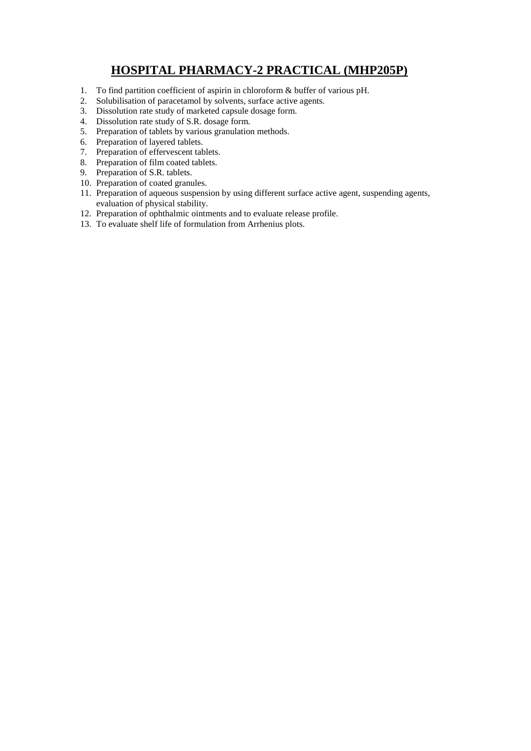# HOSPITAL PHARMACY-2 PRACTICAL (MHP205P)

1. To find partition coefficient of aspirin in chloroform & buffer of various pH.
2. Solubilisation of paracetamol by solvents, surface active agents.
3. Dissolution rate study of marketed capsule dosage form.
4. Dissolution rate study of S.R. dosage form.
5. Preparation of tablets by various granulation methods.
6. Preparation of layered tablets.
7. Preparation of effervescent tablets.
8. Preparation of film coated tablets.
9. Preparation of S.R. tablets.
10. Preparation of coated granules.
11. Preparation of aqueous suspension by using different surface active agent, suspending agents, evaluation of physical stability.
12. Preparation of ophthalmic ointments and to evaluate release profile.
13. To evaluate shelf life of formulation from Arrhenius plots.